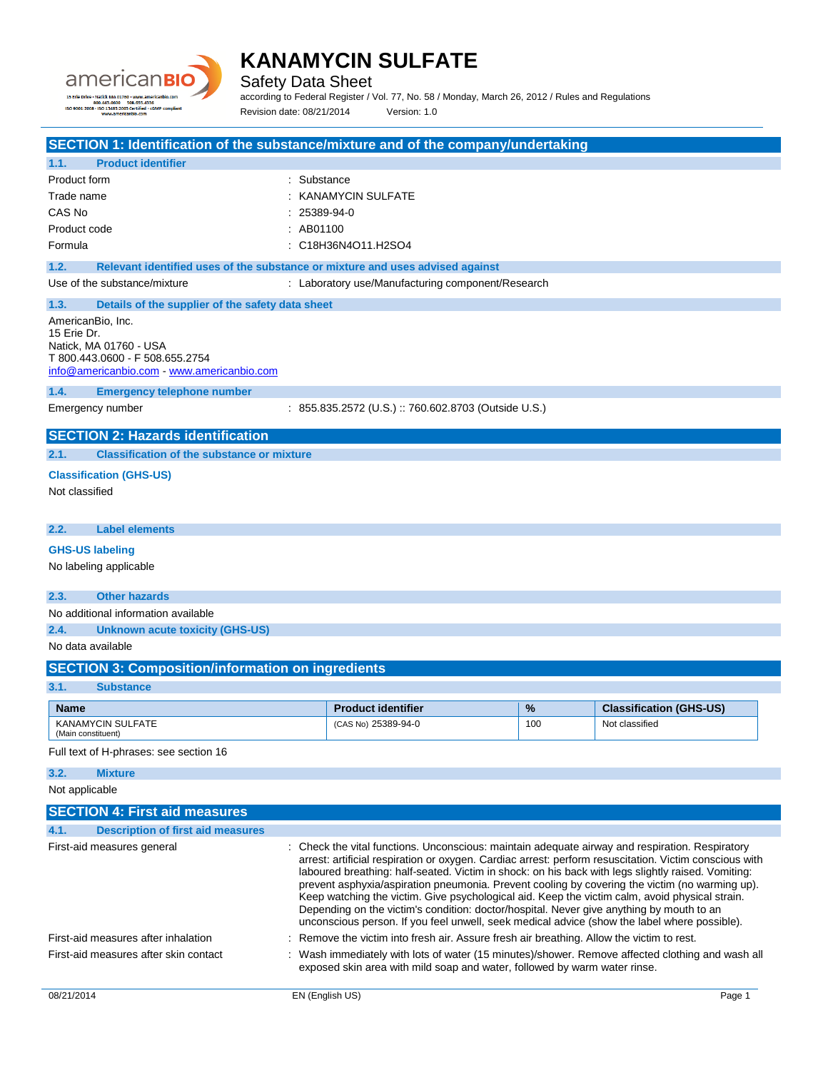# KANAMYCIN SULFATE

Safety Data Sheet

according to Federal Register / Vol. 77, No. 58 / Monday, March 26, 2012 / Rules and Regulations

Revision date: 08/21/2014 Version: 1.0

## SECTION 1: Identification of the substance/mixture and of the company/undertaking

### 1.1. Product identifier

Product form : Substance

Trade name : KANAMYCIN SULFATE

CAS No : 25389-94-0

Product code : AB01100

Formula : C18H36N4O11.H2SO4

### 1.2. Relevant identified uses of the substance or mixture and uses advised against

Use of the substance/mixture : Laboratory use/Manufacturing component/Research

### 1.3. Details of the supplier of the safety data sheet

AmericanBio, Inc.
15 Erie Dr.
Natick, MA 01760 - USA
T 800.443.0600 - F 508.655.2754
info@americanbio.com - www.americanbio.com

### 1.4. Emergency telephone number

Emergency number : 855.835.2572 (U.S.) :: 760.602.8703 (Outside U.S.)

## SECTION 2: Hazards identification

### 2.1. Classification of the substance or mixture

**Classification (GHS-US)**

Not classified

### 2.2. Label elements

**GHS-US labeling**

No labeling applicable

### 2.3. Other hazards

No additional information available

### 2.4. Unknown acute toxicity (GHS-US)

No data available

## SECTION 3: Composition/information on ingredients

### 3.1. Substance

| Name | Product identifier | % | Classification (GHS-US) |
|---|---|---|---|
| KANAMYCIN SULFATE (Main constituent) | (CAS No) 25389-94-0 | 100 | Not classified |

Full text of H-phrases: see section 16

### 3.2. Mixture

Not applicable

## SECTION 4: First aid measures

### 4.1. Description of first aid measures

First-aid measures general : Check the vital functions. Unconscious: maintain adequate airway and respiration. Respiratory arrest: artificial respiration or oxygen. Cardiac arrest: perform resuscitation. Victim conscious with laboured breathing: half-seated. Victim in shock: on his back with legs slightly raised. Vomiting: prevent asphyxia/aspiration pneumonia. Prevent cooling by covering the victim (no warming up). Keep watching the victim. Give psychological aid. Keep the victim calm, avoid physical strain. Depending on the victim's condition: doctor/hospital. Never give anything by mouth to an unconscious person. If you feel unwell, seek medical advice (show the label where possible).

First-aid measures after inhalation : Remove the victim into fresh air. Assure fresh air breathing. Allow the victim to rest.

First-aid measures after skin contact : Wash immediately with lots of water (15 minutes)/shower. Remove affected clothing and wash all exposed skin area with mild soap and water, followed by warm water rinse.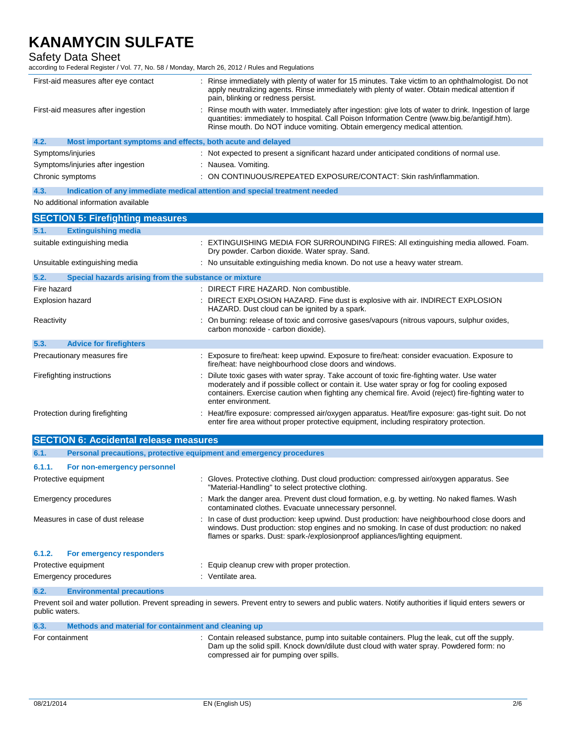| | |
|---|---|
| First-aid measures after eye contact | : Rinse immediately with plenty of water for 15 minutes. Take victim to an ophthalmologist. Do not apply neutralizing agents. Rinse immediately with plenty of water. Obtain medical attention if pain, blinking or redness persist. |
| First-aid measures after ingestion | : Rinse mouth with water. Immediately after ingestion: give lots of water to drink. Ingestion of large quantities: immediately to hospital. Call Poison Information Centre (www.big.be/antigif.htm). Rinse mouth. Do NOT induce vomiting. Obtain emergency medical attention. |

### 4.2. Most important symptoms and effects, both acute and delayed

| | |
|---|---|
| Symptoms/injuries | : Not expected to present a significant hazard under anticipated conditions of normal use. |
| Symptoms/injuries after ingestion | : Nausea. Vomiting. |
| Chronic symptoms | : ON CONTINUOUS/REPEATED EXPOSURE/CONTACT: Skin rash/inflammation. |

### 4.3. Indication of any immediate medical attention and special treatment needed

No additional information available

## SECTION 5: Firefighting measures

### 5.1. Extinguishing media

| | |
|---|---|
| suitable extinguishing media | : EXTINGUISHING MEDIA FOR SURROUNDING FIRES: All extinguishing media allowed. Foam. Dry powder. Carbon dioxide. Water spray. Sand. |
| Unsuitable extinguishing media | : No unsuitable extinguishing media known. Do not use a heavy water stream. |

### 5.2. Special hazards arising from the substance or mixture

| | |
|---|---|
| Fire hazard | : DIRECT FIRE HAZARD. Non combustible. |
| Explosion hazard | : DIRECT EXPLOSION HAZARD. Fine dust is explosive with air. INDIRECT EXPLOSION HAZARD. Dust cloud can be ignited by a spark. |
| Reactivity | : On burning: release of toxic and corrosive gases/vapours (nitrous vapours, sulphur oxides, carbon monoxide - carbon dioxide). |

### 5.3. Advice for firefighters

| | |
|---|---|
| Precautionary measures fire | : Exposure to fire/heat: keep upwind. Exposure to fire/heat: consider evacuation. Exposure to fire/heat: have neighbourhood close doors and windows. |
| Firefighting instructions | : Dilute toxic gases with water spray. Take account of toxic fire-fighting water. Use water moderately and if possible collect or contain it. Use water spray or fog for cooling exposed containers. Exercise caution when fighting any chemical fire. Avoid (reject) fire-fighting water to enter environment. |
| Protection during firefighting | : Heat/fire exposure: compressed air/oxygen apparatus. Heat/fire exposure: gas-tight suit. Do not enter fire area without proper protective equipment, including respiratory protection. |

## SECTION 6: Accidental release measures

### 6.1. Personal precautions, protective equipment and emergency procedures

#### 6.1.1. For non-emergency personnel

| | |
|---|---|
| Protective equipment | : Gloves. Protective clothing. Dust cloud production: compressed air/oxygen apparatus. See "Material-Handling" to select protective clothing. |
| Emergency procedures | : Mark the danger area. Prevent dust cloud formation, e.g. by wetting. No naked flames. Wash contaminated clothes. Evacuate unnecessary personnel. |
| Measures in case of dust release | : In case of dust production: keep upwind. Dust production: have neighbourhood close doors and windows. Dust production: stop engines and no smoking. In case of dust production: no naked flames or sparks. Dust: spark-/explosionproof appliances/lighting equipment. |

#### 6.1.2. For emergency responders

| | |
|---|---|
| Protective equipment | : Equip cleanup crew with proper protection. |
| Emergency procedures | : Ventilate area. |

### 6.2. Environmental precautions

Prevent soil and water pollution. Prevent spreading in sewers. Prevent entry to sewers and public waters. Notify authorities if liquid enters sewers or public waters.

### 6.3. Methods and material for containment and cleaning up

| | |
|---|---|
| For containment | : Contain released substance, pump into suitable containers. Plug the leak, cut off the supply. Dam up the solid spill. Knock down/dilute dust cloud with water spray. Powdered form: no compressed air for pumping over spills. |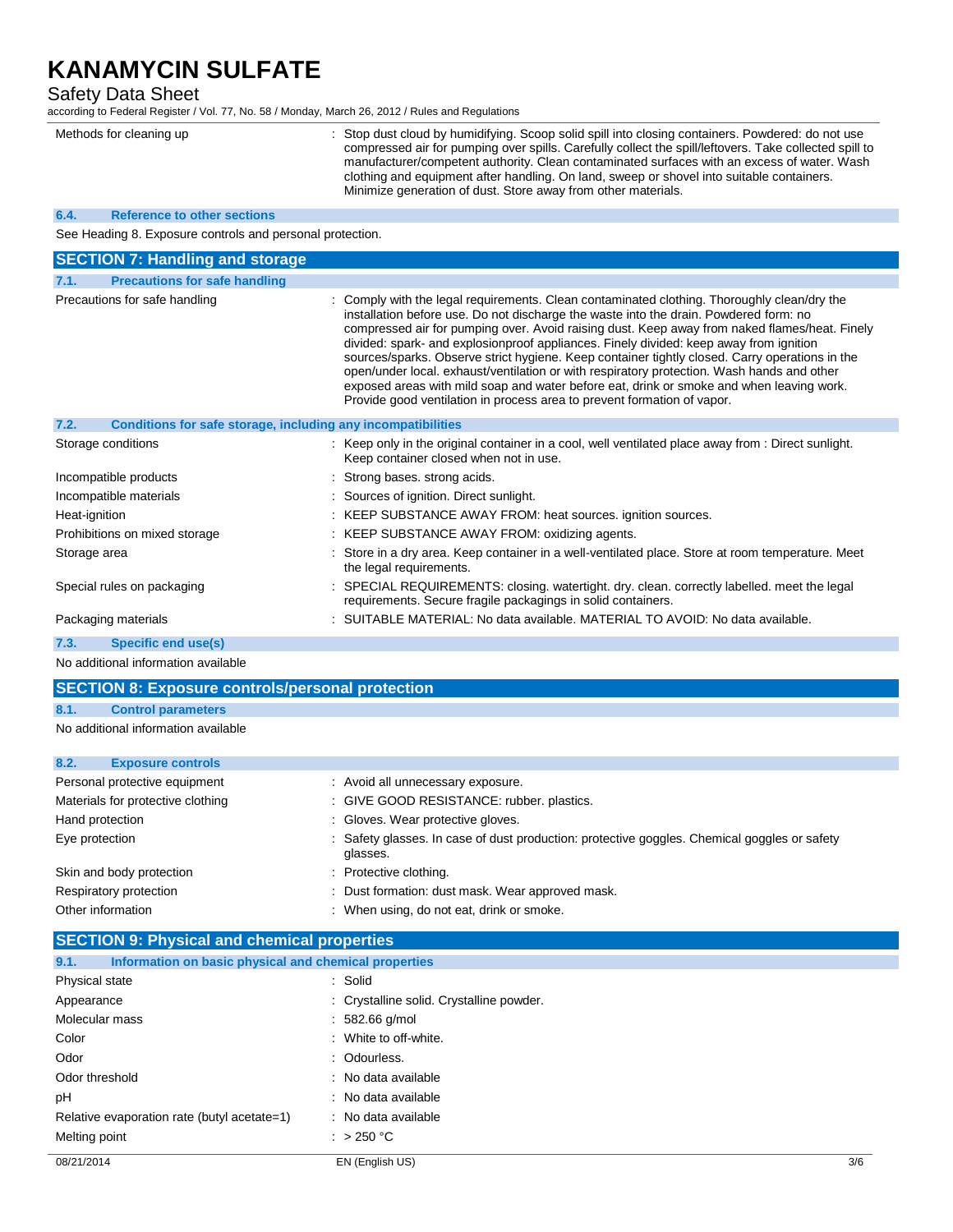| | |
|---|---|
| Methods for cleaning up | : Stop dust cloud by humidifying. Scoop solid spill into closing containers. Powdered: do not use compressed air for pumping over spills. Carefully collect the spill/leftovers. Take collected spill to manufacturer/competent authority. Clean contaminated surfaces with an excess of water. Wash clothing and equipment after handling. On land, sweep or shovel into suitable containers. Minimize generation of dust. Store away from other materials. |

### 6.4. Reference to other sections

See Heading 8. Exposure controls and personal protection.

## SECTION 7: Handling and storage

### 7.1. Precautions for safe handling

| | |
|---|---|
| Precautions for safe handling | : Comply with the legal requirements. Clean contaminated clothing. Thoroughly clean/dry the installation before use. Do not discharge the waste into the drain. Powdered form: no compressed air for pumping over. Avoid raising dust. Keep away from naked flames/heat. Finely divided: spark- and explosionproof appliances. Finely divided: keep away from ignition sources/sparks. Observe strict hygiene. Keep container tightly closed. Carry operations in the open/under local. exhaust/ventilation or with respiratory protection. Wash hands and other exposed areas with mild soap and water before eat, drink or smoke and when leaving work. Provide good ventilation in process area to prevent formation of vapor. |

### 7.2. Conditions for safe storage, including any incompatibilities

| | |
|---|---|
| Storage conditions | : Keep only in the original container in a cool, well ventilated place away from : Direct sunlight. Keep container closed when not in use. |
| Incompatible products | : Strong bases. strong acids. |
| Incompatible materials | : Sources of ignition. Direct sunlight. |
| Heat-ignition | : KEEP SUBSTANCE AWAY FROM: heat sources. ignition sources. |
| Prohibitions on mixed storage | : KEEP SUBSTANCE AWAY FROM: oxidizing agents. |
| Storage area | : Store in a dry area. Keep container in a well-ventilated place. Store at room temperature. Meet the legal requirements. |
| Special rules on packaging | : SPECIAL REQUIREMENTS: closing. watertight. dry. clean. correctly labelled. meet the legal requirements. Secure fragile packagings in solid containers. |
| Packaging materials | : SUITABLE MATERIAL: No data available. MATERIAL TO AVOID: No data available. |

### 7.3. Specific end use(s)

No additional information available

## SECTION 8: Exposure controls/personal protection

### 8.1. Control parameters

No additional information available

### 8.2. Exposure controls

| | |
|---|---|
| Personal protective equipment | : Avoid all unnecessary exposure. |
| Materials for protective clothing | : GIVE GOOD RESISTANCE: rubber. plastics. |
| Hand protection | : Gloves. Wear protective gloves. |
| Eye protection | : Safety glasses. In case of dust production: protective goggles. Chemical goggles or safety glasses. |
| Skin and body protection | : Protective clothing. |
| Respiratory protection | : Dust formation: dust mask. Wear approved mask. |
| Other information | : When using, do not eat, drink or smoke. |

## SECTION 9: Physical and chemical properties

### 9.1. Information on basic physical and chemical properties

| | |
|---|---|
| Physical state | : Solid |
| Appearance | : Crystalline solid. Crystalline powder. |
| Molecular mass | : 582.66 g/mol |
| Color | : White to off-white. |
| Odor | : Odourless. |
| Odor threshold | : No data available |
| pH | : No data available |
| Relative evaporation rate (butyl acetate=1) | : No data available |
| Melting point | : > 250 °C |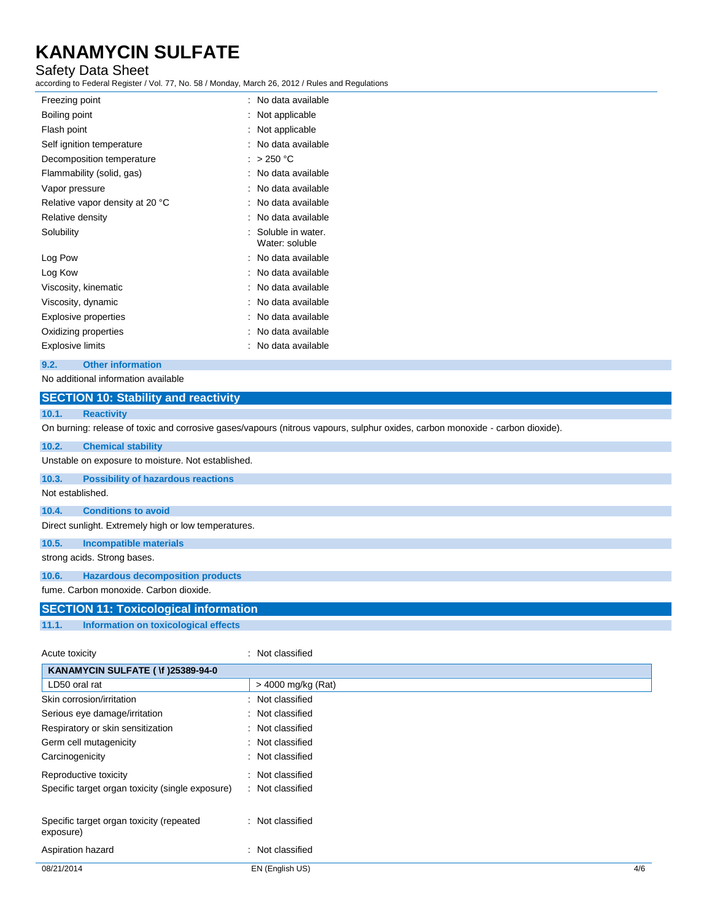| | |
|---|---|
| Freezing point | : No data available |
| Boiling point | : Not applicable |
| Flash point | : Not applicable |
| Self ignition temperature | : No data available |
| Decomposition temperature | : > 250 °C |
| Flammability (solid, gas) | : No data available |
| Vapor pressure | : No data available |
| Relative vapor density at 20 °C | : No data available |
| Relative density | : No data available |
| Solubility | : Soluble in water. Water: soluble |
| Log Pow | : No data available |
| Log Kow | : No data available |
| Viscosity, kinematic | : No data available |
| Viscosity, dynamic | : No data available |
| Explosive properties | : No data available |
| Oxidizing properties | : No data available |
| Explosive limits | : No data available |

### 9.2. Other information

No additional information available

## SECTION 10: Stability and reactivity

### 10.1. Reactivity

On burning: release of toxic and corrosive gases/vapours (nitrous vapours, sulphur oxides, carbon monoxide - carbon dioxide).

### 10.2. Chemical stability

Unstable on exposure to moisture. Not established.

### 10.3. Possibility of hazardous reactions

Not established.

### 10.4. Conditions to avoid

Direct sunlight. Extremely high or low temperatures.

### 10.5. Incompatible materials

strong acids. Strong bases.

### 10.6. Hazardous decomposition products

fume. Carbon monoxide. Carbon dioxide.

## SECTION 11: Toxicological information

### 11.1. Information on toxicological effects

Acute toxicity : Not classified

| KANAMYCIN SULFATE ( \f )25389-94-0 | |
|---|---|
| LD50 oral rat | > 4000 mg/kg (Rat) |

| | |
|---|---|
| Skin corrosion/irritation | : Not classified |
| Serious eye damage/irritation | : Not classified |
| Respiratory or skin sensitization | : Not classified |
| Germ cell mutagenicity | : Not classified |
| Carcinogenicity | : Not classified |
| Reproductive toxicity | : Not classified |
| Specific target organ toxicity (single exposure) | : Not classified |
| Specific target organ toxicity (repeated exposure) | : Not classified |
| Aspiration hazard | : Not classified |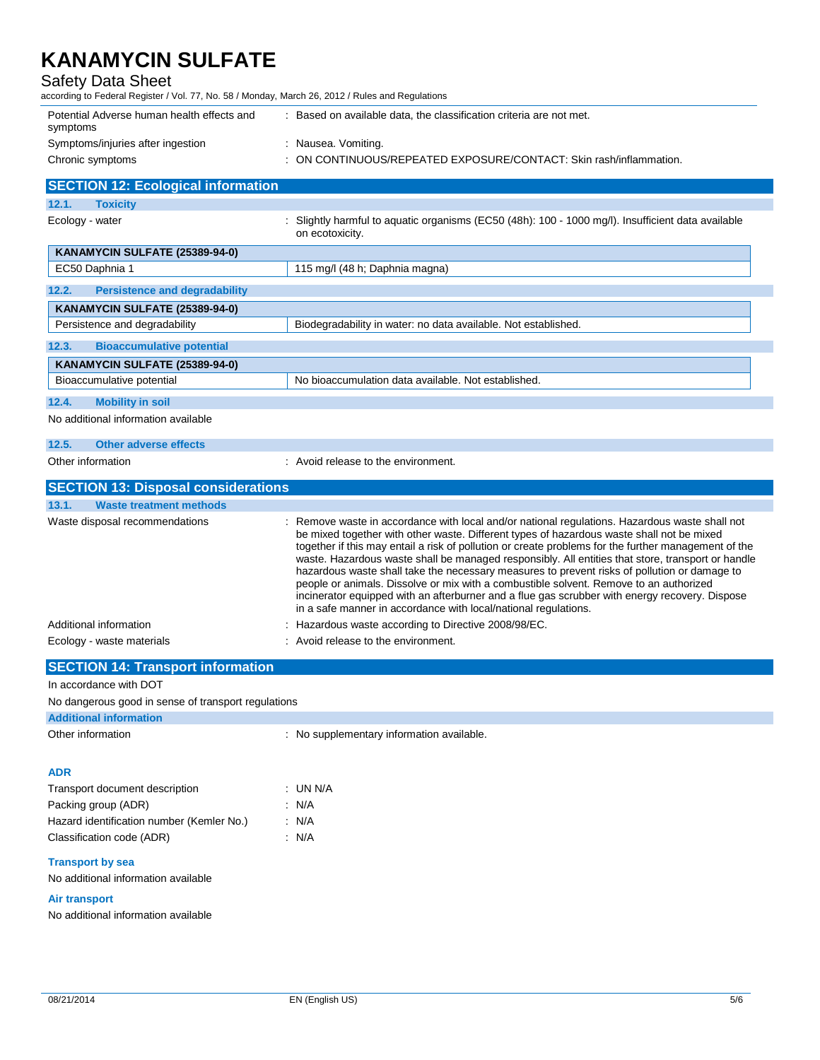Potential Adverse human health effects and symptoms : Based on available data, the classification criteria are not met.

Symptoms/injuries after ingestion : Nausea. Vomiting.

Chronic symptoms : ON CONTINUOUS/REPEATED EXPOSURE/CONTACT: Skin rash/inflammation.

## SECTION 12: Ecological information

### 12.1. Toxicity

Ecology - water : Slightly harmful to aquatic organisms (EC50 (48h): 100 - 1000 mg/l). Insufficient data available on ecotoxicity.

| KANAMYCIN SULFATE (25389-94-0) | |
|---|---|
| EC50 Daphnia 1 | 115 mg/l (48 h; Daphnia magna) |

### 12.2. Persistence and degradability

| KANAMYCIN SULFATE (25389-94-0) | |
|---|---|
| Persistence and degradability | Biodegradability in water: no data available. Not established. |

### 12.3. Bioaccumulative potential

| KANAMYCIN SULFATE (25389-94-0) | |
|---|---|
| Bioaccumulative potential | No bioaccumulation data available. Not established. |

### 12.4. Mobility in soil

No additional information available

### 12.5. Other adverse effects

Other information : Avoid release to the environment.

## SECTION 13: Disposal considerations

### 13.1. Waste treatment methods

Waste disposal recommendations : Remove waste in accordance with local and/or national regulations. Hazardous waste shall not be mixed together with other waste. Different types of hazardous waste shall not be mixed together if this may entail a risk of pollution or create problems for the further management of the waste. Hazardous waste shall be managed responsibly. All entities that store, transport or handle hazardous waste shall take the necessary measures to prevent risks of pollution or damage to people or animals. Dissolve or mix with a combustible solvent. Remove to an authorized incinerator equipped with an afterburner and a flue gas scrubber with energy recovery. Dispose in a safe manner in accordance with local/national regulations.

Additional information : Hazardous waste according to Directive 2008/98/EC.

Ecology - waste materials : Avoid release to the environment.

## SECTION 14: Transport information

In accordance with DOT

No dangerous good in sense of transport regulations

### Additional information

Other information : No supplementary information available.

### ADR

Transport document description : UN N/A

Packing group (ADR) : N/A

Hazard identification number (Kemler No.) : N/A

Classification code (ADR) : N/A

### Transport by sea

No additional information available

### Air transport

No additional information available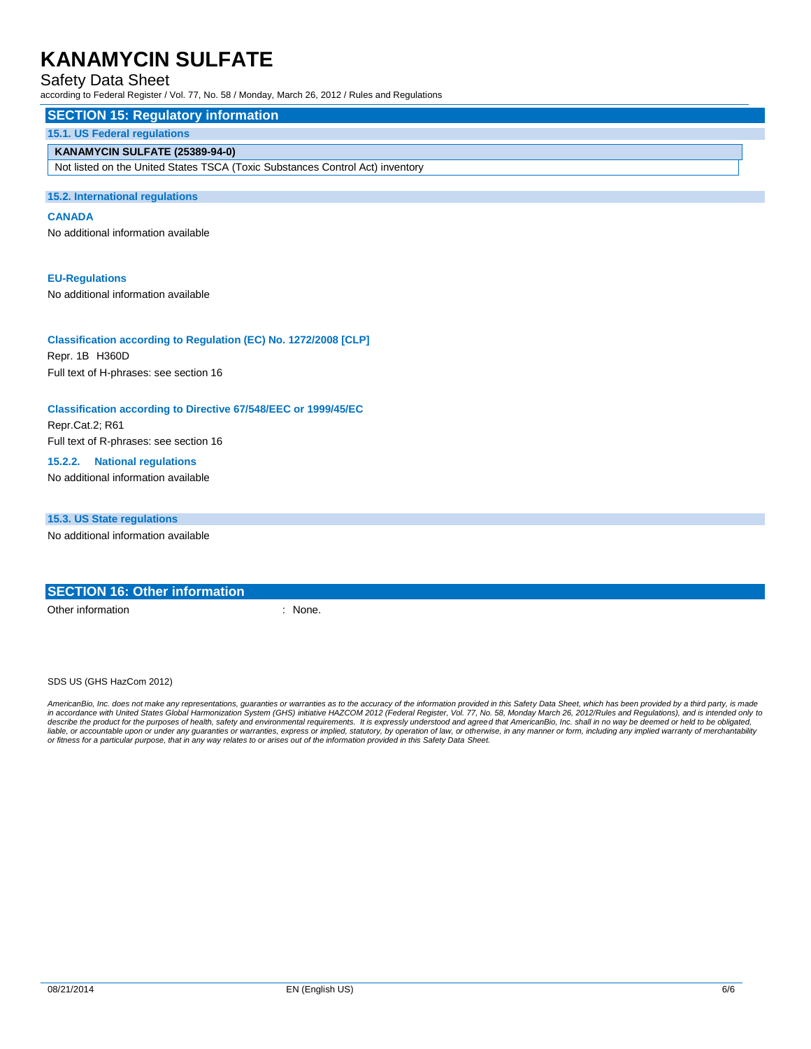## SECTION 15: Regulatory information

### 15.1. US Federal regulations

**KANAMYCIN SULFATE (25389-94-0)**

Not listed on the United States TSCA (Toxic Substances Control Act) inventory

### 15.2. International regulations

**CANADA**

No additional information available

**EU-Regulations**

No additional information available

**Classification according to Regulation (EC) No. 1272/2008 [CLP]**

Repr. 1B H360D

Full text of H-phrases: see section 16

**Classification according to Directive 67/548/EEC or 1999/45/EC**

Repr.Cat.2; R61

Full text of R-phrases: see section 16

#### 15.2.2. National regulations

No additional information available

### 15.3. US State regulations

No additional information available

## SECTION 16: Other information

Other information : None.

SDS US (GHS HazCom 2012)

*AmericanBio, Inc. does not make any representations, guaranties or warranties as to the accuracy of the information provided in this Safety Data Sheet, which has been provided by a third party, is made in accordance with United States Global Harmonization System (GHS) initiative HAZCOM 2012 (Federal Register, Vol. 77, No. 58, Monday March 26, 2012/Rules and Regulations), and is intended only to describe the product for the purposes of health, safety and environmental requirements. It is expressly understood and agreed that AmericanBio, Inc. shall in no way be deemed or held to be obligated, liable, or accountable upon or under any guaranties or warranties, express or implied, statutory, by operation of law, or otherwise, in any manner or form, including any implied warranty of merchantability or fitness for a particular purpose, that in any way relates to or arises out of the information provided in this Safety Data Sheet.*